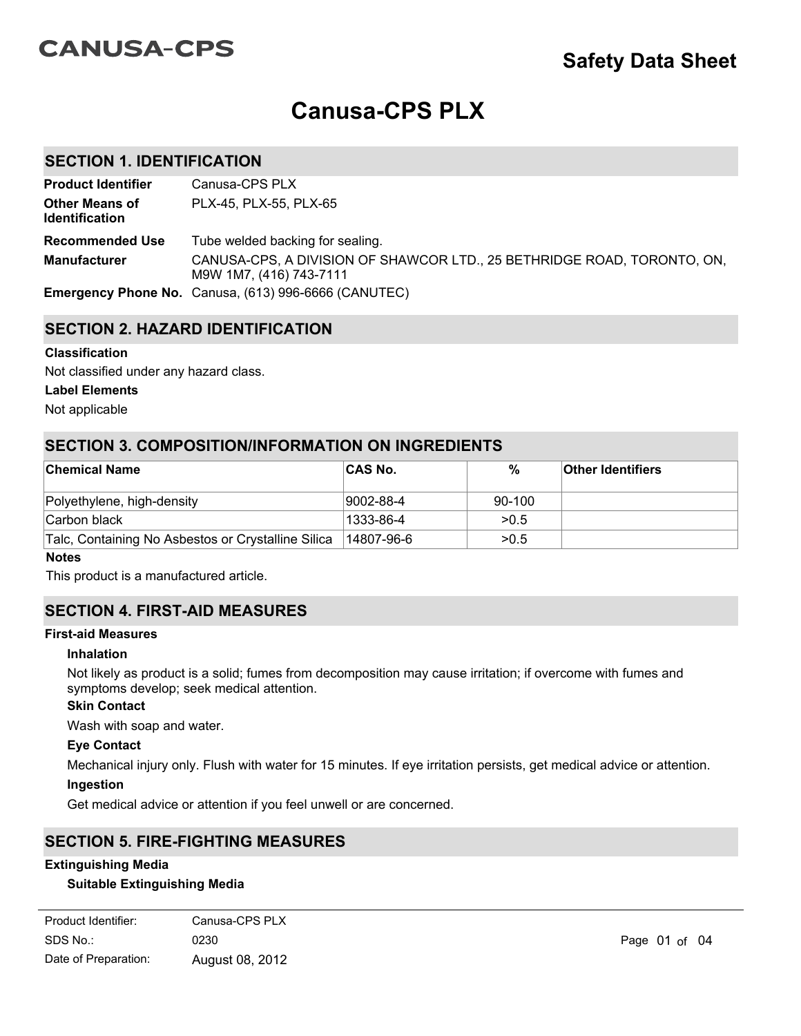CANUSA-CPS

# Safety Data Sheet

# Canusa-CPS PLX

## SECTION 1. IDENTIFICATION

| | |
|---|---|
| **Product Identifier** | Canusa-CPS PLX |
| **Other Means of Identification** | PLX-45, PLX-55, PLX-65 |
| **Recommended Use** | Tube welded backing for sealing. |
| **Manufacturer** | CANUSA-CPS, A DIVISION OF SHAWCOR LTD., 25 BETHRIDGE ROAD, TORONTO, ON, M9W 1M7, (416) 743-7111 |
| **Emergency Phone No.** | Canusa, (613) 996-6666 (CANUTEC) |

## SECTION 2. HAZARD IDENTIFICATION

**Classification**

Not classified under any hazard class.

**Label Elements**

Not applicable

## SECTION 3. COMPOSITION/INFORMATION ON INGREDIENTS

| Chemical Name | CAS No. | % | Other Identifiers |
|---|---|---|---|
| Polyethylene, high-density | 9002-88-4 | 90-100 | |
| Carbon black | 1333-86-4 | >0.5 | |
| Talc, Containing No Asbestos or Crystalline Silica | 14807-96-6 | >0.5 | |

**Notes**

This product is a manufactured article.

## SECTION 4. FIRST-AID MEASURES

**First-aid Measures**

**Inhalation**

Not likely as product is a solid; fumes from decomposition may cause irritation; if overcome with fumes and symptoms develop; seek medical attention.

**Skin Contact**

Wash with soap and water.

**Eye Contact**

Mechanical injury only. Flush with water for 15 minutes. If eye irritation persists, get medical advice or attention.

**Ingestion**

Get medical advice or attention if you feel unwell or are concerned.

## SECTION 5. FIRE-FIGHTING MEASURES

**Extinguishing Media**

**Suitable Extinguishing Media**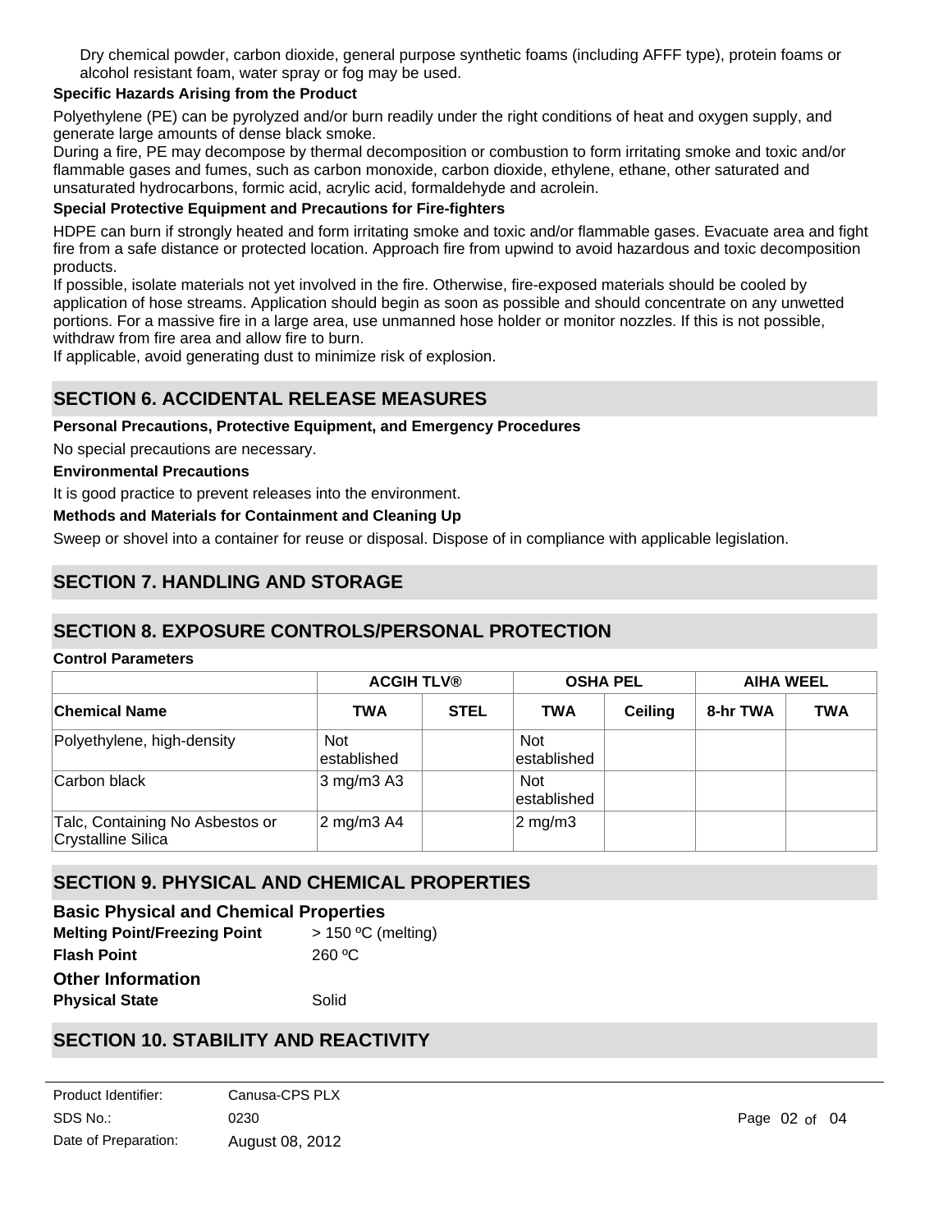Dry chemical powder, carbon dioxide, general purpose synthetic foams (including AFFF type), protein foams or alcohol resistant foam, water spray or fog may be used.

**Specific Hazards Arising from the Product**

Polyethylene (PE) can be pyrolyzed and/or burn readily under the right conditions of heat and oxygen supply, and generate large amounts of dense black smoke.
During a fire, PE may decompose by thermal decomposition or combustion to form irritating smoke and toxic and/or flammable gases and fumes, such as carbon monoxide, carbon dioxide, ethylene, ethane, other saturated and unsaturated hydrocarbons, formic acid, acrylic acid, formaldehyde and acrolein.

**Special Protective Equipment and Precautions for Fire-fighters**

HDPE can burn if strongly heated and form irritating smoke and toxic and/or flammable gases. Evacuate area and fight fire from a safe distance or protected location. Approach fire from upwind to avoid hazardous and toxic decomposition products.
If possible, isolate materials not yet involved in the fire. Otherwise, fire-exposed materials should be cooled by application of hose streams. Application should begin as soon as possible and should concentrate on any unwetted portions. For a massive fire in a large area, use unmanned hose holder or monitor nozzles. If this is not possible, withdraw from fire area and allow fire to burn.
If applicable, avoid generating dust to minimize risk of explosion.

## SECTION 6. ACCIDENTAL RELEASE MEASURES

**Personal Precautions, Protective Equipment, and Emergency Procedures**

No special precautions are necessary.

**Environmental Precautions**

It is good practice to prevent releases into the environment.

**Methods and Materials for Containment and Cleaning Up**

Sweep or shovel into a container for reuse or disposal. Dispose of in compliance with applicable legislation.

## SECTION 7. HANDLING AND STORAGE

## SECTION 8. EXPOSURE CONTROLS/PERSONAL PROTECTION

**Control Parameters**

| | ACGIH TLV® | | OSHA PEL | | AIHA WEEL | |
|---|---|---|---|---|---|---|
| **Chemical Name** | **TWA** | **STEL** | **TWA** | **Ceiling** | **8-hr TWA** | **TWA** |
| Polyethylene, high-density | Not established | | Not established | | | |
| Carbon black | 3 mg/m3 A3 | | Not established | | | |
| Talc, Containing No Asbestos or Crystalline Silica | 2 mg/m3 A4 | | 2 mg/m3 | | | |

## SECTION 9. PHYSICAL AND CHEMICAL PROPERTIES

### Basic Physical and Chemical Properties

**Melting Point/Freezing Point** > 150 ºC (melting)

**Flash Point** 260 ºC

### Other Information

**Physical State** Solid

## SECTION 10. STABILITY AND REACTIVITY

Product Identifier: Canusa-CPS PLX
SDS No.: 0230
Date of Preparation: August 08, 2012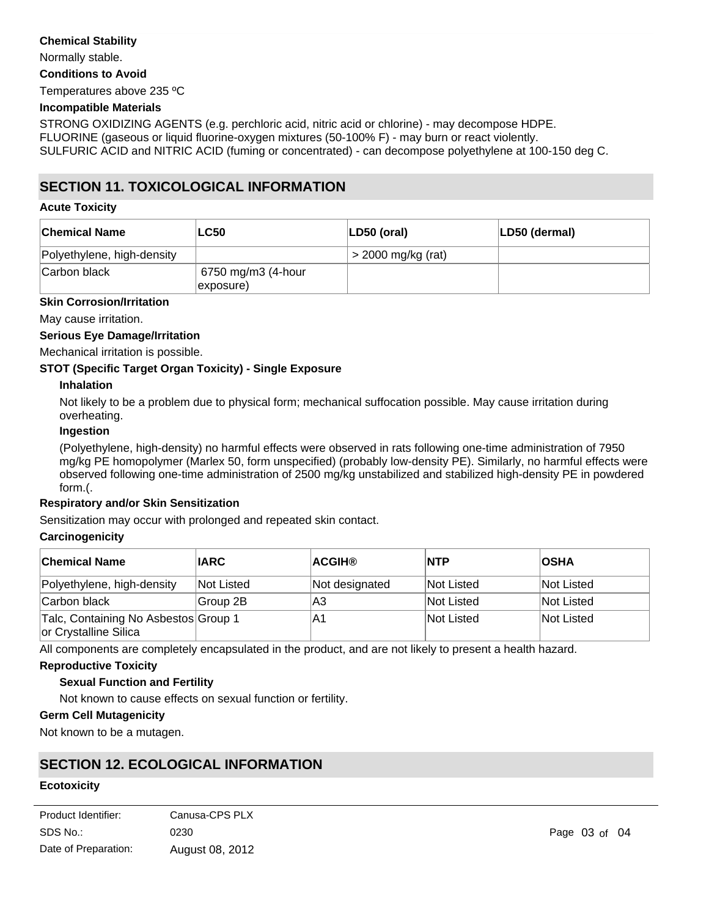**Chemical Stability**

Normally stable.

**Conditions to Avoid**

Temperatures above 235 ºC

**Incompatible Materials**

STRONG OXIDIZING AGENTS (e.g. perchloric acid, nitric acid or chlorine) - may decompose HDPE.
FLUORINE (gaseous or liquid fluorine-oxygen mixtures (50-100% F) - may burn or react violently.
SULFURIC ACID and NITRIC ACID (fuming or concentrated) - can decompose polyethylene at 100-150 deg C.

## SECTION 11. TOXICOLOGICAL INFORMATION

**Acute Toxicity**

| Chemical Name | LC50 | LD50 (oral) | LD50 (dermal) |
|---|---|---|---|
| Polyethylene, high-density | | > 2000 mg/kg (rat) | |
| Carbon black | 6750 mg/m3 (4-hour exposure) | | |

**Skin Corrosion/Irritation**

May cause irritation.

**Serious Eye Damage/Irritation**

Mechanical irritation is possible.

**STOT (Specific Target Organ Toxicity) - Single Exposure**

**Inhalation**

Not likely to be a problem due to physical form; mechanical suffocation possible. May cause irritation during overheating.

**Ingestion**

(Polyethylene, high-density) no harmful effects were observed in rats following one-time administration of 7950 mg/kg PE homopolymer (Marlex 50, form unspecified) (probably low-density PE). Similarly, no harmful effects were observed following one-time administration of 2500 mg/kg unstabilized and stabilized high-density PE in powdered form.(.

**Respiratory and/or Skin Sensitization**

Sensitization may occur with prolonged and repeated skin contact.

**Carcinogenicity**

| Chemical Name | IARC | ACGIH® | NTP | OSHA |
|---|---|---|---|---|
| Polyethylene, high-density | Not Listed | Not designated | Not Listed | Not Listed |
| Carbon black | Group 2B | A3 | Not Listed | Not Listed |
| Talc, Containing No Asbestos or Crystalline Silica | Group 1 | A1 | Not Listed | Not Listed |

All components are completely encapsulated in the product, and are not likely to present a health hazard.

**Reproductive Toxicity**

**Sexual Function and Fertility**

Not known to cause effects on sexual function or fertility.

**Germ Cell Mutagenicity**

Not known to be a mutagen.

## SECTION 12. ECOLOGICAL INFORMATION

**Ecotoxicity**

| | |
|---|---|
| Product Identifier: | Canusa-CPS PLX |
| SDS No.: | 0230 |
| Date of Preparation: | August 08, 2012 |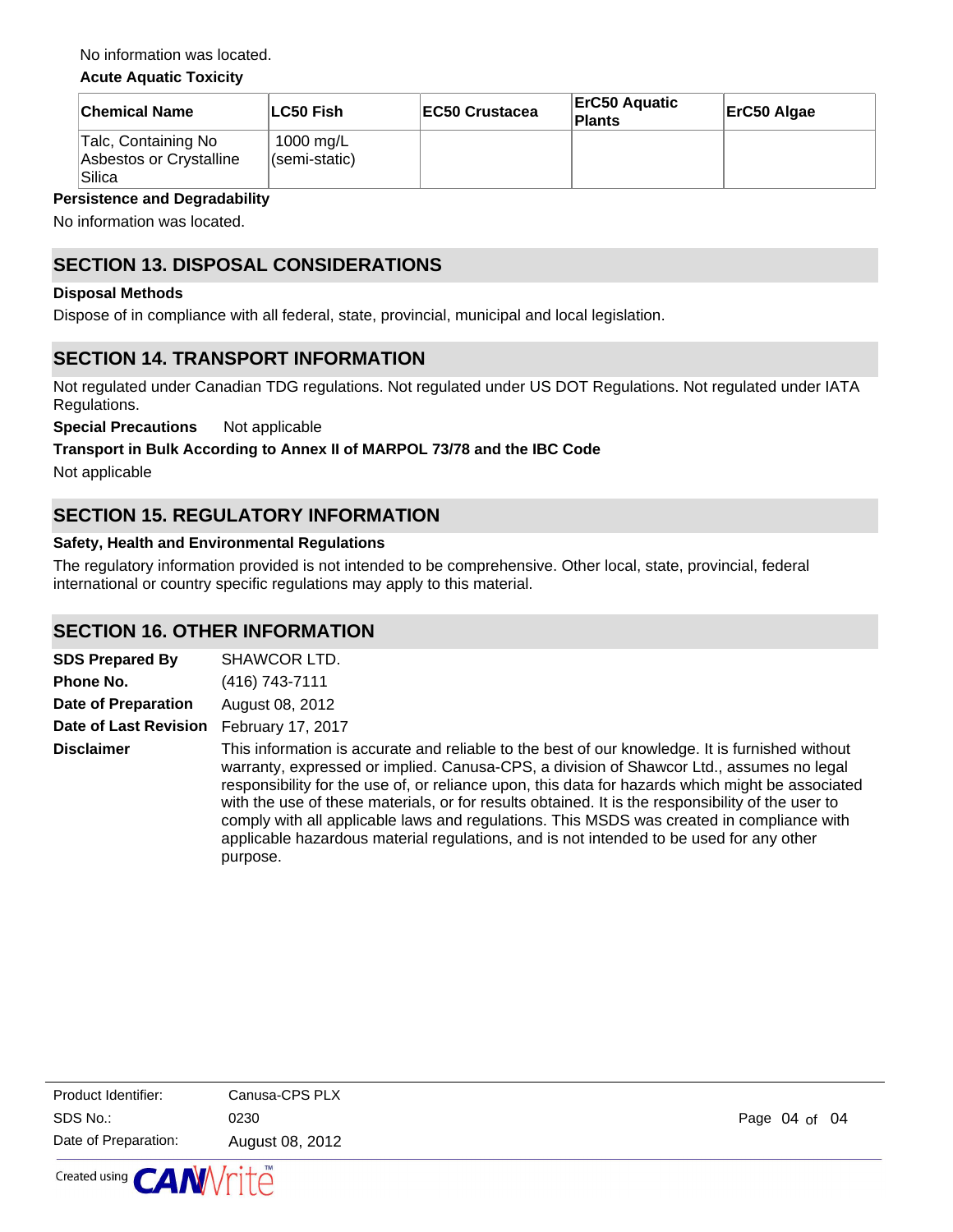No information was located.

**Acute Aquatic Toxicity**

| Chemical Name | LC50 Fish | EC50 Crustacea | ErC50 Aquatic Plants | ErC50 Algae |
|---|---|---|---|---|
| Talc, Containing No Asbestos or Crystalline Silica | 1000 mg/L (semi-static) | | | |

**Persistence and Degradability**

No information was located.

## SECTION 13. DISPOSAL CONSIDERATIONS

**Disposal Methods**

Dispose of in compliance with all federal, state, provincial, municipal and local legislation.

## SECTION 14. TRANSPORT INFORMATION

Not regulated under Canadian TDG regulations. Not regulated under US DOT Regulations. Not regulated under IATA Regulations.

**Special Precautions** Not applicable

**Transport in Bulk According to Annex II of MARPOL 73/78 and the IBC Code**

Not applicable

## SECTION 15. REGULATORY INFORMATION

**Safety, Health and Environmental Regulations**

The regulatory information provided is not intended to be comprehensive. Other local, state, provincial, federal international or country specific regulations may apply to this material.

## SECTION 16. OTHER INFORMATION

**SDS Prepared By** SHAWCOR LTD.

**Phone No.** (416) 743-7111

**Date of Preparation** August 08, 2012

**Date of Last Revision** February 17, 2017

**Disclaimer** This information is accurate and reliable to the best of our knowledge. It is furnished without warranty, expressed or implied. Canusa-CPS, a division of Shawcor Ltd., assumes no legal responsibility for the use of, or reliance upon, this data for hazards which might be associated with the use of these materials, or for results obtained. It is the responsibility of the user to comply with all applicable laws and regulations. This MSDS was created in compliance with applicable hazardous material regulations, and is not intended to be used for any other purpose.